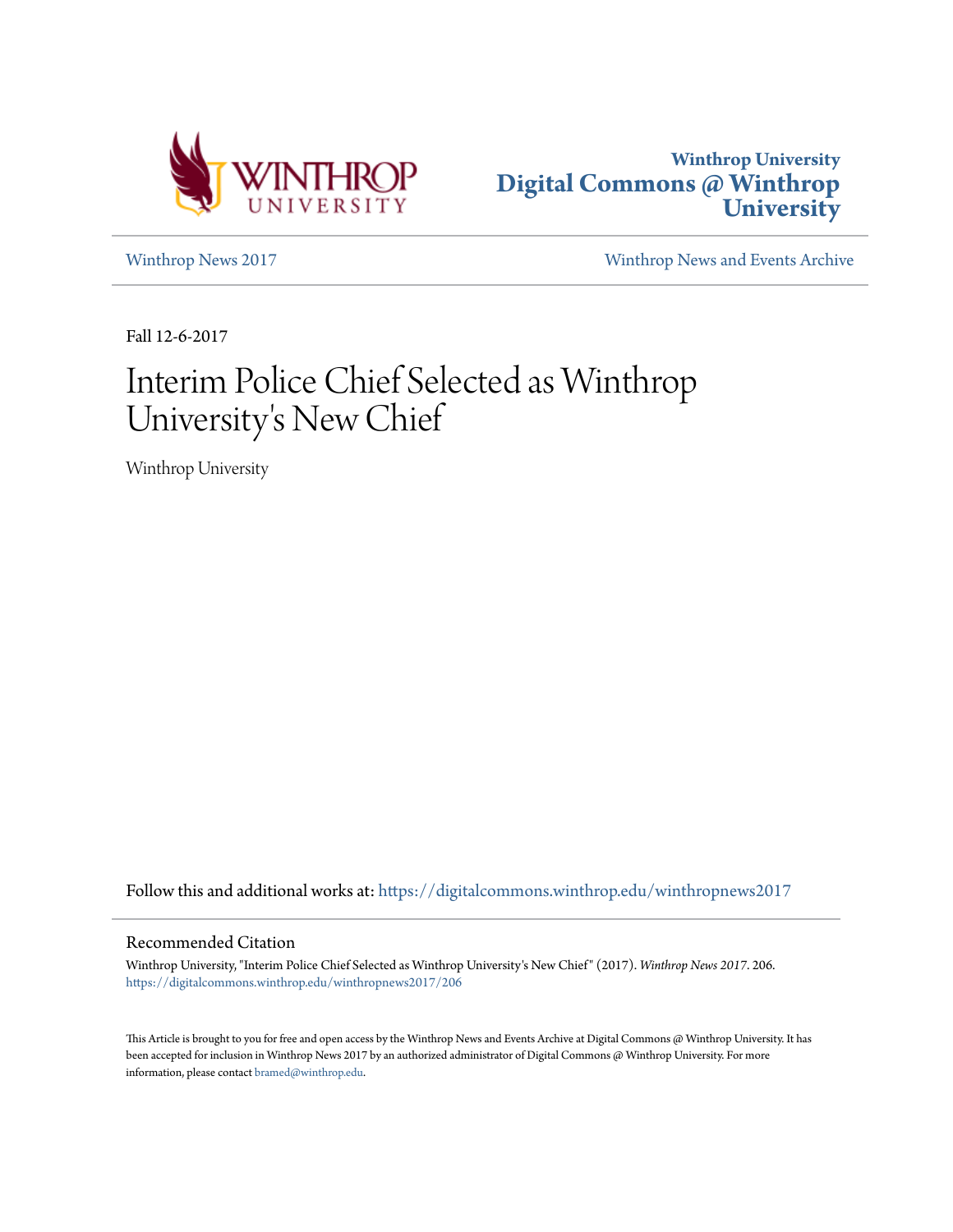Winthrop University
Digital Commons @ Winthrop University

Winthrop News 2017 | Winthrop News and Events Archive

Fall 12-6-2017

# Interim Police Chief Selected as Winthrop University's New Chief

Winthrop University

Follow this and additional works at: https://digitalcommons.winthrop.edu/winthropnews2017

## Recommended Citation

Winthrop University, "Interim Police Chief Selected as Winthrop University's New Chief" (2017). *Winthrop News 2017*. 206.
https://digitalcommons.winthrop.edu/winthropnews2017/206

This Article is brought to you for free and open access by the Winthrop News and Events Archive at Digital Commons @ Winthrop University. It has been accepted for inclusion in Winthrop News 2017 by an authorized administrator of Digital Commons @ Winthrop University. For more information, please contact bramed@winthrop.edu.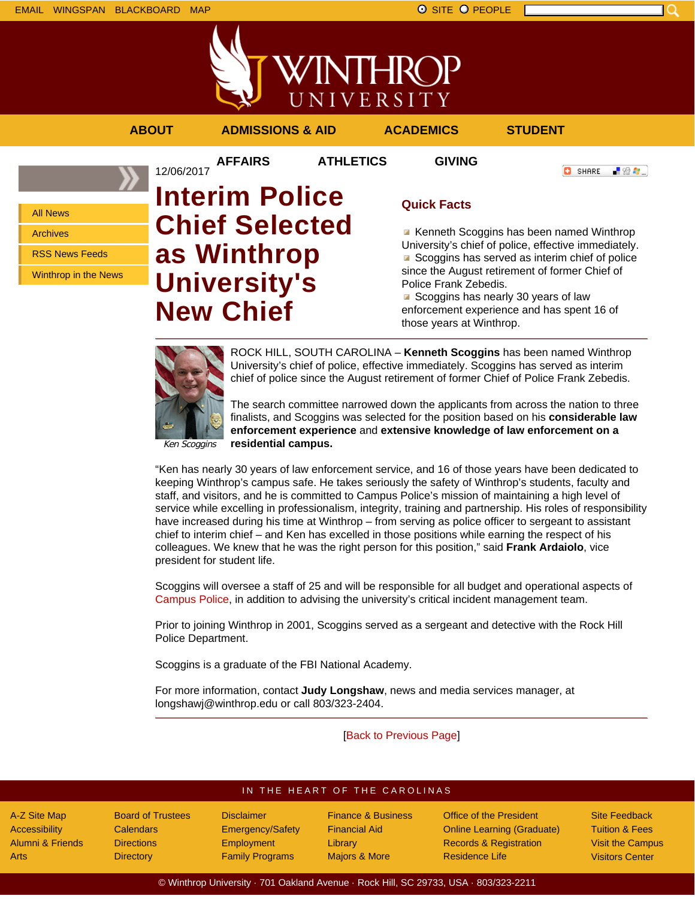EMAIL WINGSPAN BLACKBOARD MAP

SITE PEOPLE

WINTHROP UNIVERSITY

ABOUT ADMISSIONS & AID ACADEMICS STUDENT AFFAIRS ATHLETICS GIVING

- All News
- Archives
- RSS News Feeds
- Winthrop in the News

12/06/2017

# Interim Police Chief Selected as Winthrop University's New Chief

SHARE

## Quick Facts

- Kenneth Scoggins has been named Winthrop University's chief of police, effective immediately.
- Scoggins has served as interim chief of police since the August retirement of former Chief of Police Frank Zebedis.
- Scoggins has nearly 30 years of law enforcement experience and has spent 16 of those years at Winthrop.

---

*Ken Scoggins*

ROCK HILL, SOUTH CAROLINA – **Kenneth Scoggins** has been named Winthrop University's chief of police, effective immediately. Scoggins has served as interim chief of police since the August retirement of former Chief of Police Frank Zebedis.

The search committee narrowed down the applicants from across the nation to three finalists, and Scoggins was selected for the position based on his **considerable law enforcement experience** and **extensive knowledge of law enforcement on a residential campus.**

"Ken has nearly 30 years of law enforcement service, and 16 of those years have been dedicated to keeping Winthrop's campus safe. He takes seriously the safety of Winthrop's students, faculty and staff, and visitors, and he is committed to Campus Police's mission of maintaining a high level of service while excelling in professionalism, integrity, training and partnership. His roles of responsibility have increased during his time at Winthrop – from serving as police officer to sergeant to assistant chief to interim chief – and Ken has excelled in those positions while earning the respect of his colleagues. We knew that he was the right person for this position," said **Frank Ardaiolo**, vice president for student life.

Scoggins will oversee a staff of 25 and will be responsible for all budget and operational aspects of Campus Police, in addition to advising the university's critical incident management team.

Prior to joining Winthrop in 2001, Scoggins served as a sergeant and detective with the Rock Hill Police Department.

Scoggins is a graduate of the FBI National Academy.

For more information, contact **Judy Longshaw**, news and media services manager, at longshawj@winthrop.edu or call 803/323-2404.

---

[Back to Previous Page]

IN THE HEART OF THE CAROLINAS

| | | | | | |
|---|---|---|---|---|---|
| A-Z Site Map | Board of Trustees | Disclaimer | Finance & Business | Office of the President | Site Feedback |
| Accessibility | Calendars | Emergency/Safety | Financial Aid | Online Learning (Graduate) | Tuition & Fees |
| Alumni & Friends | Directions | Employment | Library | Records & Registration | Visit the Campus |
| Arts | Directory | Family Programs | Majors & More | Residence Life | Visitors Center |

© Winthrop University · 701 Oakland Avenue · Rock Hill, SC 29733, USA · 803/323-2211